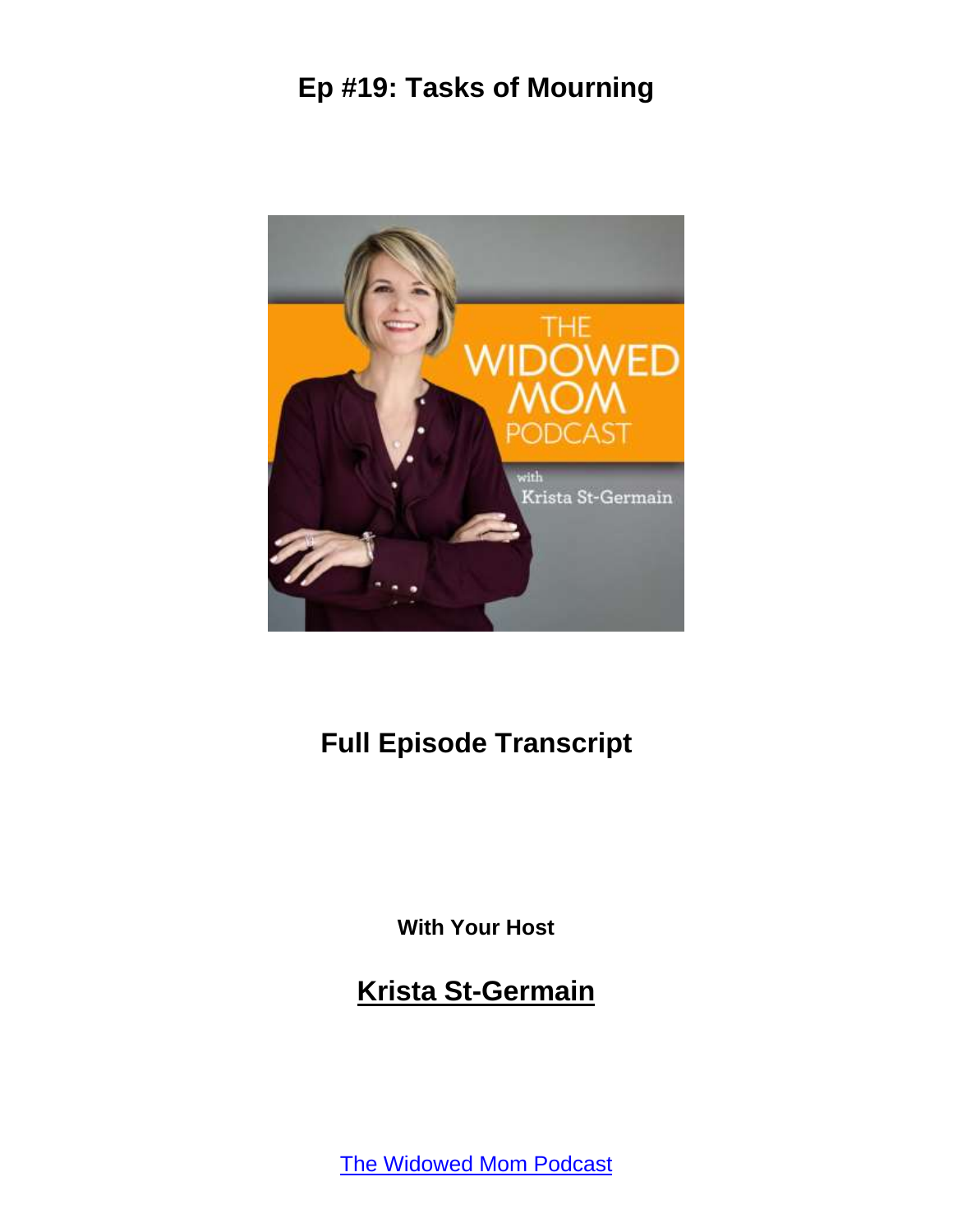# Ep #19: Tasks of Mourning

## Full Episode Transcript

**With Your Host**

## Krista St-Germain

The Widowed Mom Podcast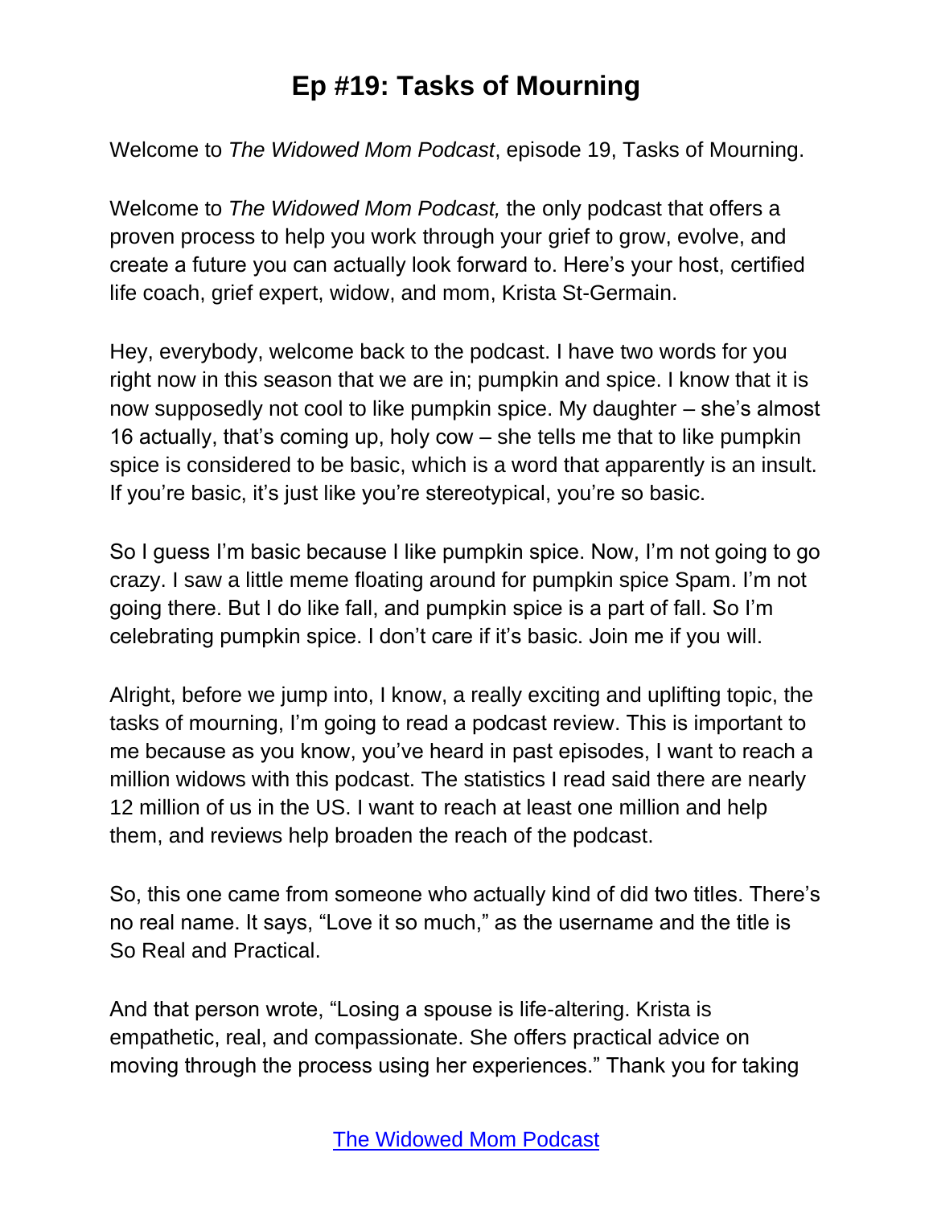# Ep #19: Tasks of Mourning

Welcome to *The Widowed Mom Podcast*, episode 19, Tasks of Mourning.

Welcome to *The Widowed Mom Podcast,* the only podcast that offers a proven process to help you work through your grief to grow, evolve, and create a future you can actually look forward to. Here's your host, certified life coach, grief expert, widow, and mom, Krista St-Germain.

Hey, everybody, welcome back to the podcast. I have two words for you right now in this season that we are in; pumpkin and spice. I know that it is now supposedly not cool to like pumpkin spice. My daughter – she's almost 16 actually, that's coming up, holy cow – she tells me that to like pumpkin spice is considered to be basic, which is a word that apparently is an insult. If you're basic, it's just like you're stereotypical, you're so basic.

So I guess I'm basic because I like pumpkin spice. Now, I'm not going to go crazy. I saw a little meme floating around for pumpkin spice Spam. I'm not going there. But I do like fall, and pumpkin spice is a part of fall. So I'm celebrating pumpkin spice. I don't care if it's basic. Join me if you will.

Alright, before we jump into, I know, a really exciting and uplifting topic, the tasks of mourning, I'm going to read a podcast review. This is important to me because as you know, you've heard in past episodes, I want to reach a million widows with this podcast. The statistics I read said there are nearly 12 million of us in the US. I want to reach at least one million and help them, and reviews help broaden the reach of the podcast.

So, this one came from someone who actually kind of did two titles. There's no real name. It says, "Love it so much," as the username and the title is So Real and Practical.

And that person wrote, "Losing a spouse is life-altering. Krista is empathetic, real, and compassionate. She offers practical advice on moving through the process using her experiences." Thank you for taking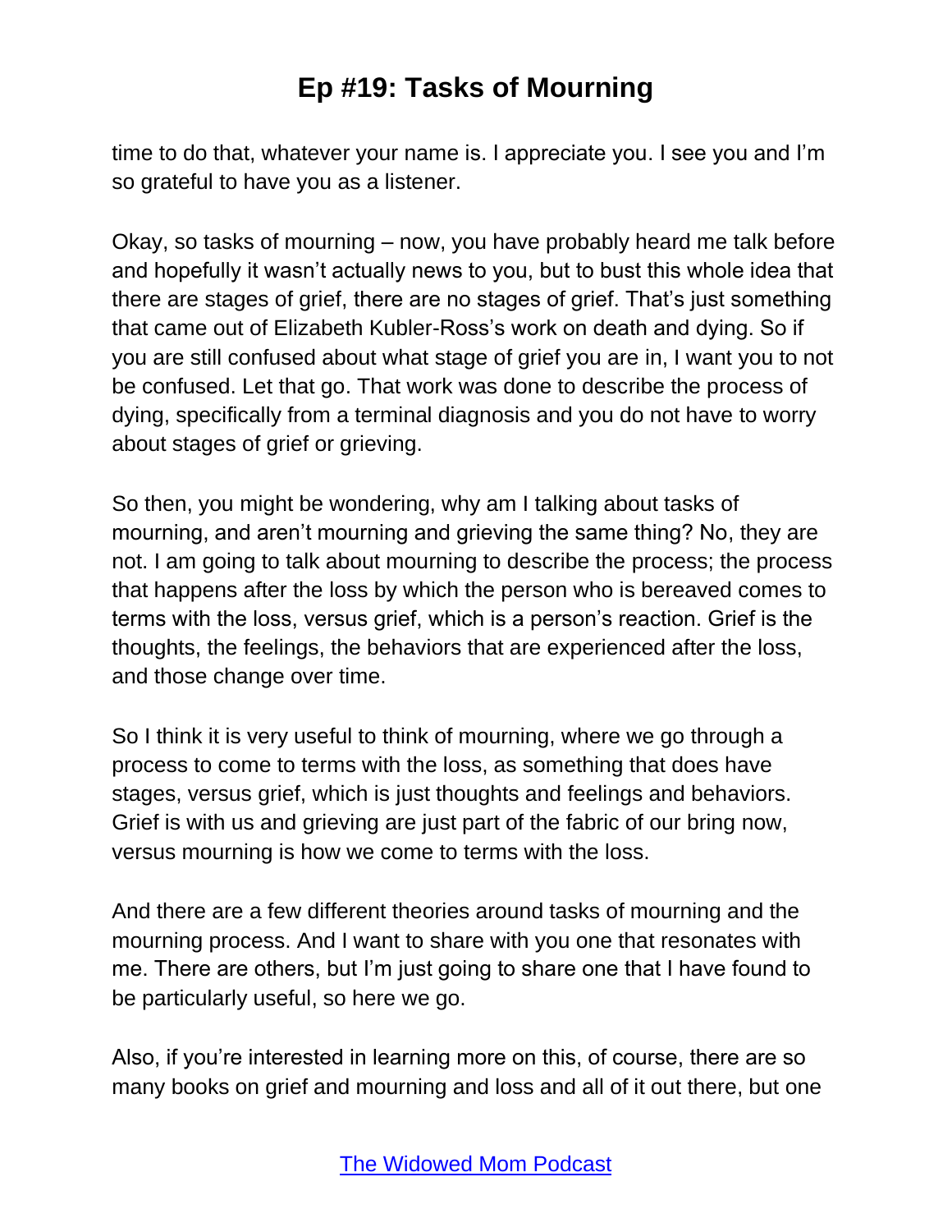time to do that, whatever your name is. I appreciate you. I see you and I'm so grateful to have you as a listener.

Okay, so tasks of mourning – now, you have probably heard me talk before and hopefully it wasn't actually news to you, but to bust this whole idea that there are stages of grief, there are no stages of grief. That's just something that came out of Elizabeth Kubler-Ross's work on death and dying. So if you are still confused about what stage of grief you are in, I want you to not be confused. Let that go. That work was done to describe the process of dying, specifically from a terminal diagnosis and you do not have to worry about stages of grief or grieving.

So then, you might be wondering, why am I talking about tasks of mourning, and aren't mourning and grieving the same thing? No, they are not. I am going to talk about mourning to describe the process; the process that happens after the loss by which the person who is bereaved comes to terms with the loss, versus grief, which is a person's reaction. Grief is the thoughts, the feelings, the behaviors that are experienced after the loss, and those change over time.

So I think it is very useful to think of mourning, where we go through a process to come to terms with the loss, as something that does have stages, versus grief, which is just thoughts and feelings and behaviors. Grief is with us and grieving are just part of the fabric of our bring now, versus mourning is how we come to terms with the loss.

And there are a few different theories around tasks of mourning and the mourning process. And I want to share with you one that resonates with me. There are others, but I'm just going to share one that I have found to be particularly useful, so here we go.

Also, if you're interested in learning more on this, of course, there are so many books on grief and mourning and loss and all of it out there, but one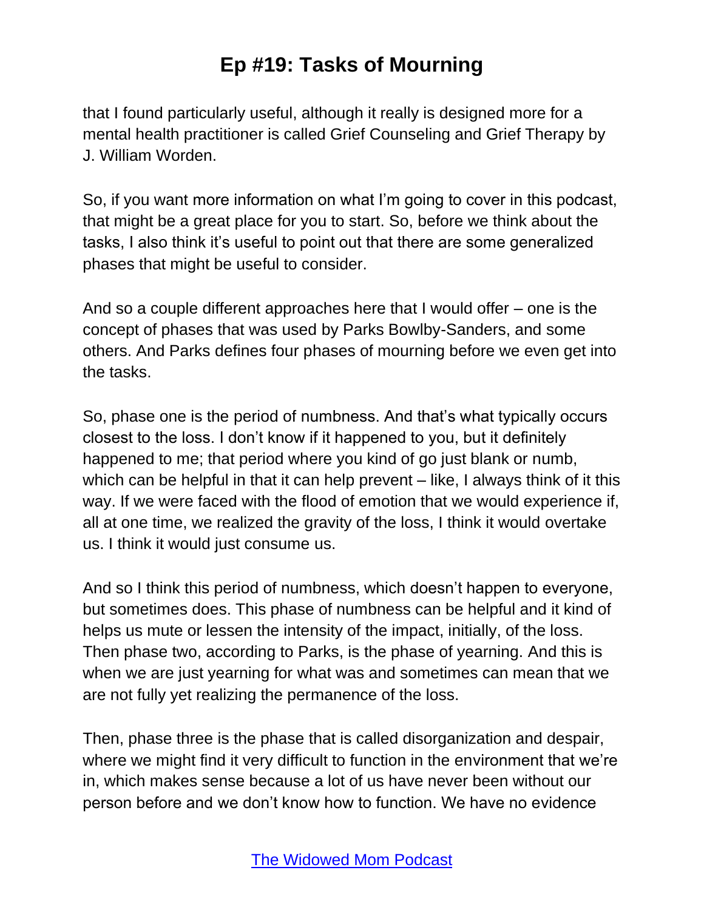that I found particularly useful, although it really is designed more for a mental health practitioner is called Grief Counseling and Grief Therapy by J. William Worden.

So, if you want more information on what I'm going to cover in this podcast, that might be a great place for you to start. So, before we think about the tasks, I also think it's useful to point out that there are some generalized phases that might be useful to consider.

And so a couple different approaches here that I would offer – one is the concept of phases that was used by Parks Bowlby-Sanders, and some others. And Parks defines four phases of mourning before we even get into the tasks.

So, phase one is the period of numbness. And that's what typically occurs closest to the loss. I don't know if it happened to you, but it definitely happened to me; that period where you kind of go just blank or numb, which can be helpful in that it can help prevent – like, I always think of it this way. If we were faced with the flood of emotion that we would experience if, all at one time, we realized the gravity of the loss, I think it would overtake us. I think it would just consume us.

And so I think this period of numbness, which doesn't happen to everyone, but sometimes does. This phase of numbness can be helpful and it kind of helps us mute or lessen the intensity of the impact, initially, of the loss. Then phase two, according to Parks, is the phase of yearning. And this is when we are just yearning for what was and sometimes can mean that we are not fully yet realizing the permanence of the loss.

Then, phase three is the phase that is called disorganization and despair, where we might find it very difficult to function in the environment that we're in, which makes sense because a lot of us have never been without our person before and we don't know how to function. We have no evidence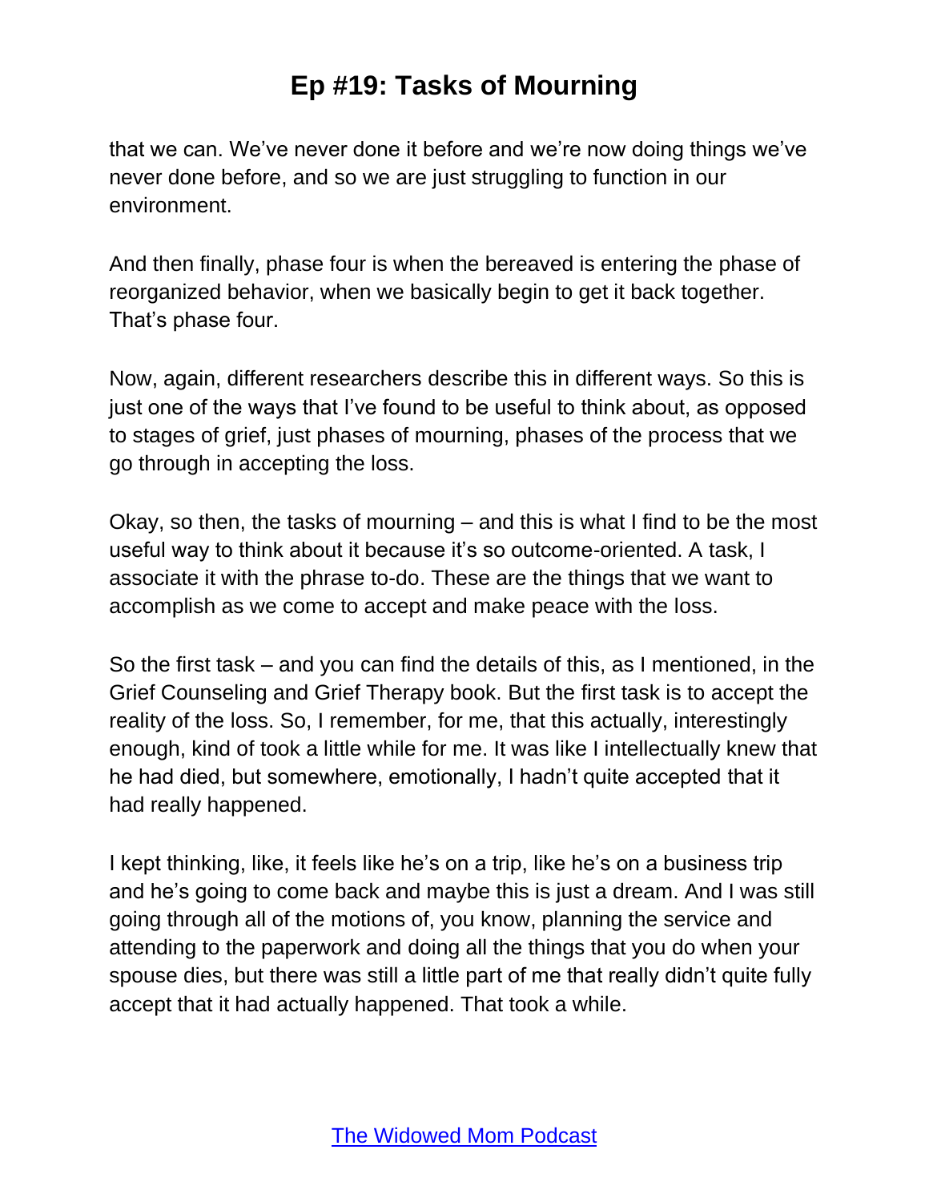that we can. We've never done it before and we're now doing things we've never done before, and so we are just struggling to function in our environment.

And then finally, phase four is when the bereaved is entering the phase of reorganized behavior, when we basically begin to get it back together. That's phase four.

Now, again, different researchers describe this in different ways. So this is just one of the ways that I've found to be useful to think about, as opposed to stages of grief, just phases of mourning, phases of the process that we go through in accepting the loss.

Okay, so then, the tasks of mourning – and this is what I find to be the most useful way to think about it because it's so outcome-oriented. A task, I associate it with the phrase to-do. These are the things that we want to accomplish as we come to accept and make peace with the loss.

So the first task – and you can find the details of this, as I mentioned, in the Grief Counseling and Grief Therapy book. But the first task is to accept the reality of the loss. So, I remember, for me, that this actually, interestingly enough, kind of took a little while for me. It was like I intellectually knew that he had died, but somewhere, emotionally, I hadn't quite accepted that it had really happened.

I kept thinking, like, it feels like he's on a trip, like he's on a business trip and he's going to come back and maybe this is just a dream. And I was still going through all of the motions of, you know, planning the service and attending to the paperwork and doing all the things that you do when your spouse dies, but there was still a little part of me that really didn't quite fully accept that it had actually happened. That took a while.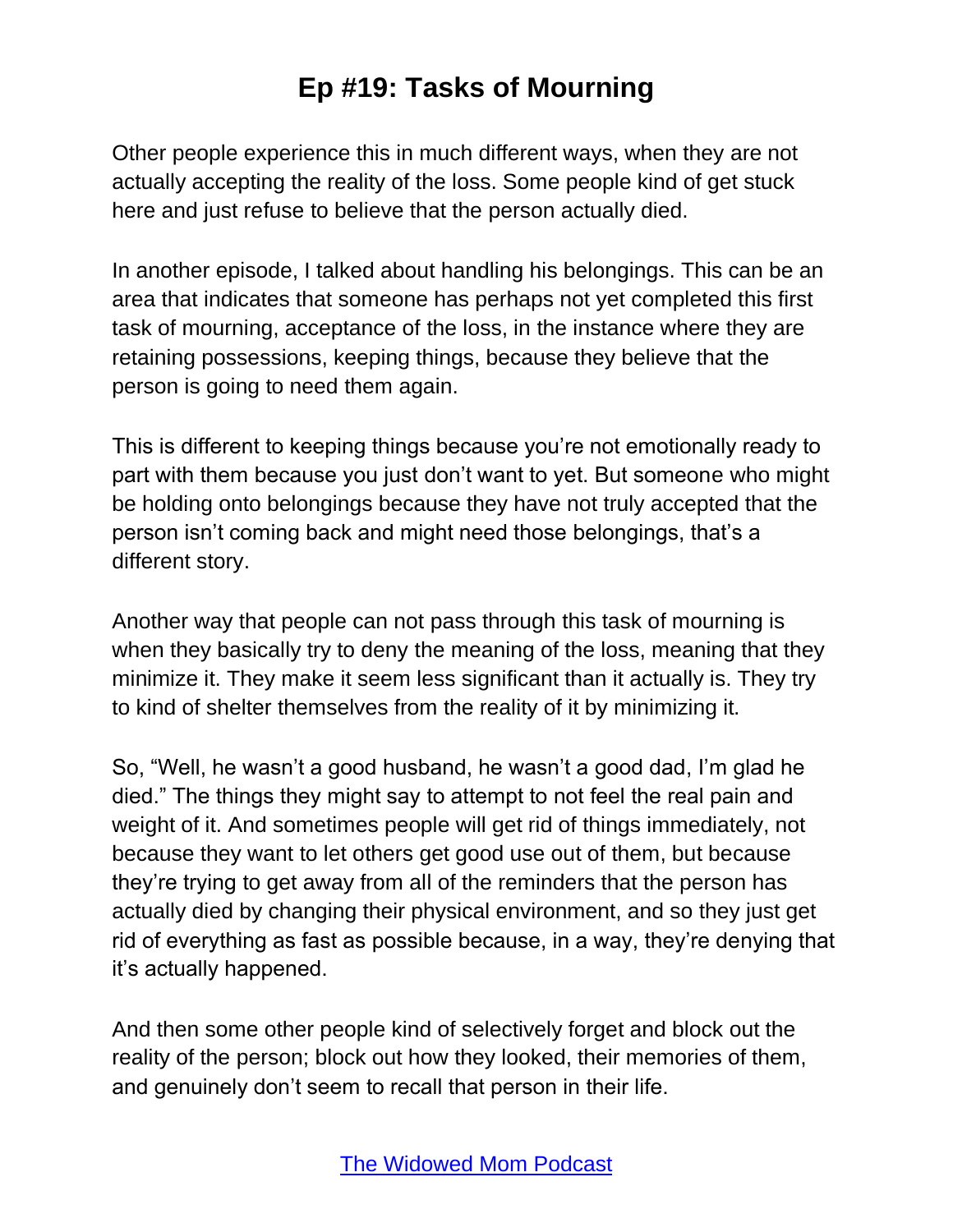Other people experience this in much different ways, when they are not actually accepting the reality of the loss. Some people kind of get stuck here and just refuse to believe that the person actually died.

In another episode, I talked about handling his belongings. This can be an area that indicates that someone has perhaps not yet completed this first task of mourning, acceptance of the loss, in the instance where they are retaining possessions, keeping things, because they believe that the person is going to need them again.

This is different to keeping things because you're not emotionally ready to part with them because you just don't want to yet. But someone who might be holding onto belongings because they have not truly accepted that the person isn't coming back and might need those belongings, that's a different story.

Another way that people can not pass through this task of mourning is when they basically try to deny the meaning of the loss, meaning that they minimize it. They make it seem less significant than it actually is. They try to kind of shelter themselves from the reality of it by minimizing it.

So, "Well, he wasn't a good husband, he wasn't a good dad, I'm glad he died." The things they might say to attempt to not feel the real pain and weight of it. And sometimes people will get rid of things immediately, not because they want to let others get good use out of them, but because they're trying to get away from all of the reminders that the person has actually died by changing their physical environment, and so they just get rid of everything as fast as possible because, in a way, they're denying that it's actually happened.

And then some other people kind of selectively forget and block out the reality of the person; block out how they looked, their memories of them, and genuinely don't seem to recall that person in their life.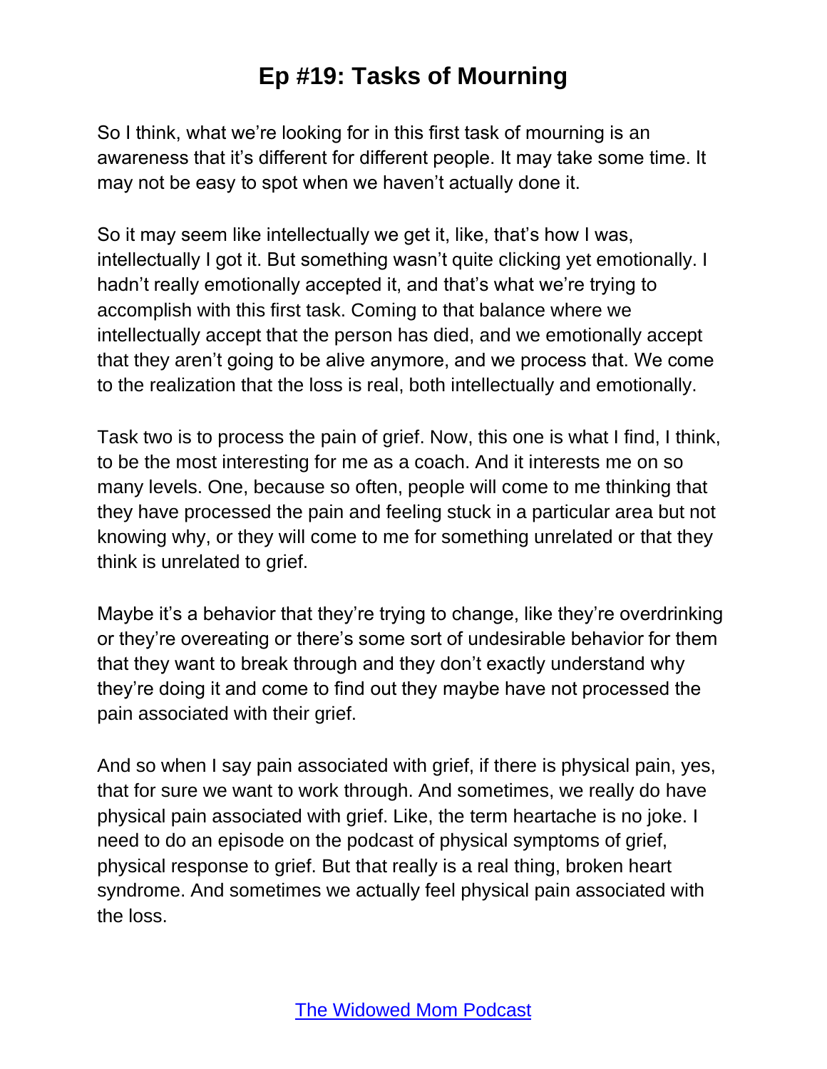So I think, what we're looking for in this first task of mourning is an awareness that it's different for different people. It may take some time. It may not be easy to spot when we haven't actually done it.

So it may seem like intellectually we get it, like, that's how I was, intellectually I got it. But something wasn't quite clicking yet emotionally. I hadn't really emotionally accepted it, and that's what we're trying to accomplish with this first task. Coming to that balance where we intellectually accept that the person has died, and we emotionally accept that they aren't going to be alive anymore, and we process that. We come to the realization that the loss is real, both intellectually and emotionally.

Task two is to process the pain of grief. Now, this one is what I find, I think, to be the most interesting for me as a coach. And it interests me on so many levels. One, because so often, people will come to me thinking that they have processed the pain and feeling stuck in a particular area but not knowing why, or they will come to me for something unrelated or that they think is unrelated to grief.

Maybe it's a behavior that they're trying to change, like they're overdrinking or they're overeating or there's some sort of undesirable behavior for them that they want to break through and they don't exactly understand why they're doing it and come to find out they maybe have not processed the pain associated with their grief.

And so when I say pain associated with grief, if there is physical pain, yes, that for sure we want to work through. And sometimes, we really do have physical pain associated with grief. Like, the term heartache is no joke. I need to do an episode on the podcast of physical symptoms of grief, physical response to grief. But that really is a real thing, broken heart syndrome. And sometimes we actually feel physical pain associated with the loss.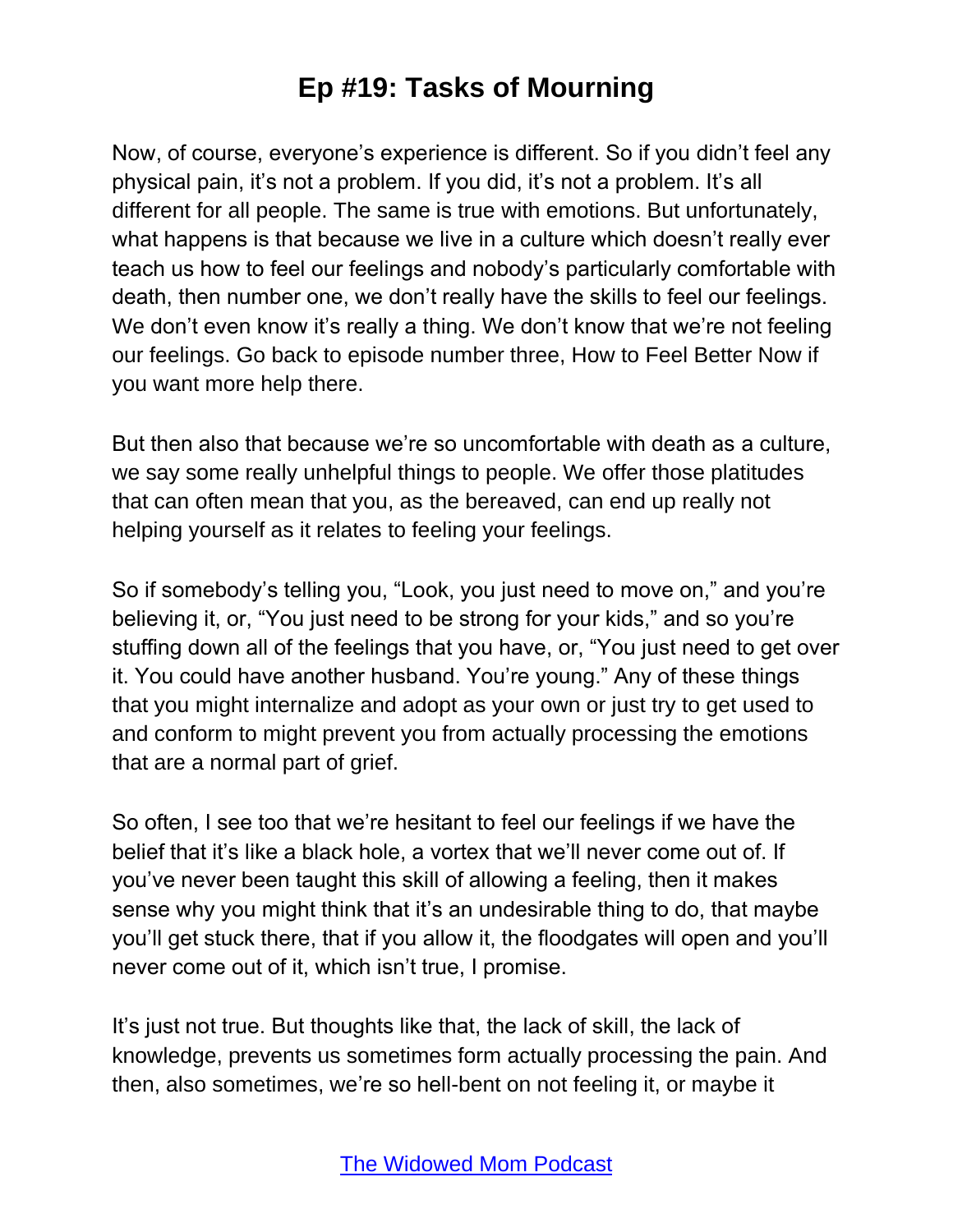Now, of course, everyone's experience is different. So if you didn't feel any physical pain, it's not a problem. If you did, it's not a problem. It's all different for all people. The same is true with emotions. But unfortunately, what happens is that because we live in a culture which doesn't really ever teach us how to feel our feelings and nobody's particularly comfortable with death, then number one, we don't really have the skills to feel our feelings. We don't even know it's really a thing. We don't know that we're not feeling our feelings. Go back to episode number three, How to Feel Better Now if you want more help there.

But then also that because we're so uncomfortable with death as a culture, we say some really unhelpful things to people. We offer those platitudes that can often mean that you, as the bereaved, can end up really not helping yourself as it relates to feeling your feelings.

So if somebody's telling you, "Look, you just need to move on," and you're believing it, or, "You just need to be strong for your kids," and so you're stuffing down all of the feelings that you have, or, "You just need to get over it. You could have another husband. You're young." Any of these things that you might internalize and adopt as your own or just try to get used to and conform to might prevent you from actually processing the emotions that are a normal part of grief.

So often, I see too that we're hesitant to feel our feelings if we have the belief that it's like a black hole, a vortex that we'll never come out of. If you've never been taught this skill of allowing a feeling, then it makes sense why you might think that it's an undesirable thing to do, that maybe you'll get stuck there, that if you allow it, the floodgates will open and you'll never come out of it, which isn't true, I promise.

It's just not true. But thoughts like that, the lack of skill, the lack of knowledge, prevents us sometimes form actually processing the pain. And then, also sometimes, we're so hell-bent on not feeling it, or maybe it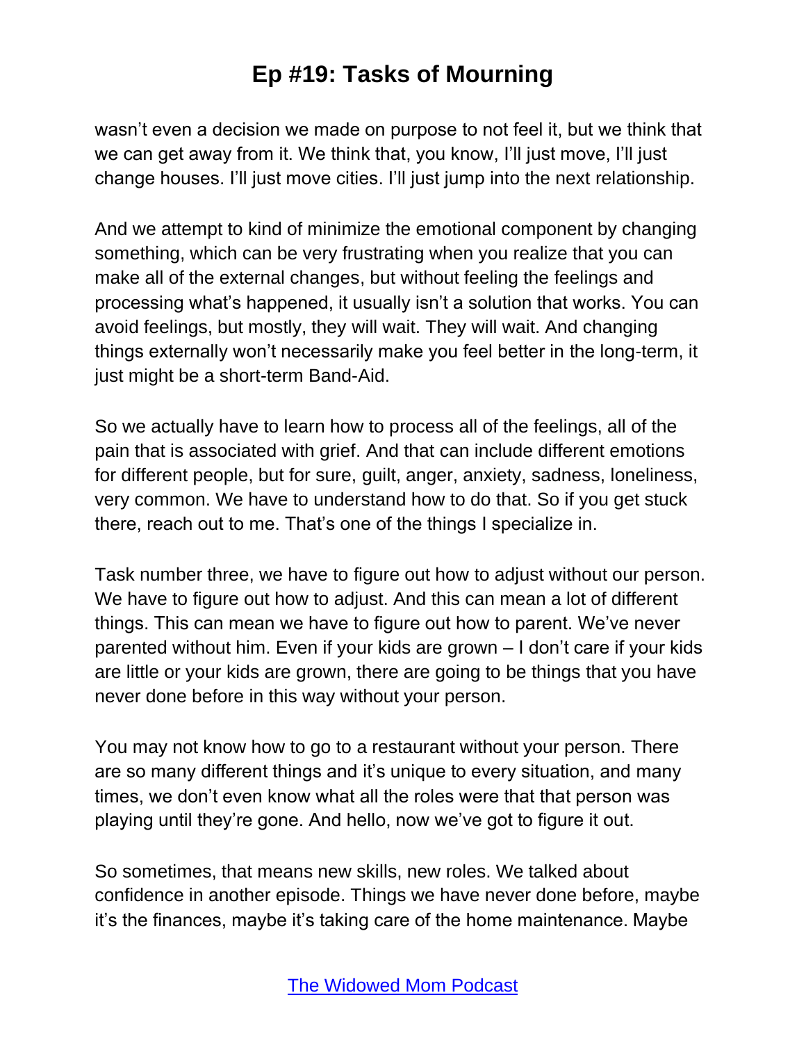wasn’t even a decision we made on purpose to not feel it, but we think that we can get away from it. We think that, you know, I’ll just move, I’ll just change houses. I’ll just move cities. I’ll just jump into the next relationship.

And we attempt to kind of minimize the emotional component by changing something, which can be very frustrating when you realize that you can make all of the external changes, but without feeling the feelings and processing what’s happened, it usually isn’t a solution that works. You can avoid feelings, but mostly, they will wait. They will wait. And changing things externally won’t necessarily make you feel better in the long-term, it just might be a short-term Band-Aid.

So we actually have to learn how to process all of the feelings, all of the pain that is associated with grief. And that can include different emotions for different people, but for sure, guilt, anger, anxiety, sadness, loneliness, very common. We have to understand how to do that. So if you get stuck there, reach out to me. That’s one of the things I specialize in.

Task number three, we have to figure out how to adjust without our person. We have to figure out how to adjust. And this can mean a lot of different things. This can mean we have to figure out how to parent. We’ve never parented without him. Even if your kids are grown – I don’t care if your kids are little or your kids are grown, there are going to be things that you have never done before in this way without your person.

You may not know how to go to a restaurant without your person. There are so many different things and it’s unique to every situation, and many times, we don’t even know what all the roles were that that person was playing until they’re gone. And hello, now we’ve got to figure it out.

So sometimes, that means new skills, new roles. We talked about confidence in another episode. Things we have never done before, maybe it’s the finances, maybe it’s taking care of the home maintenance. Maybe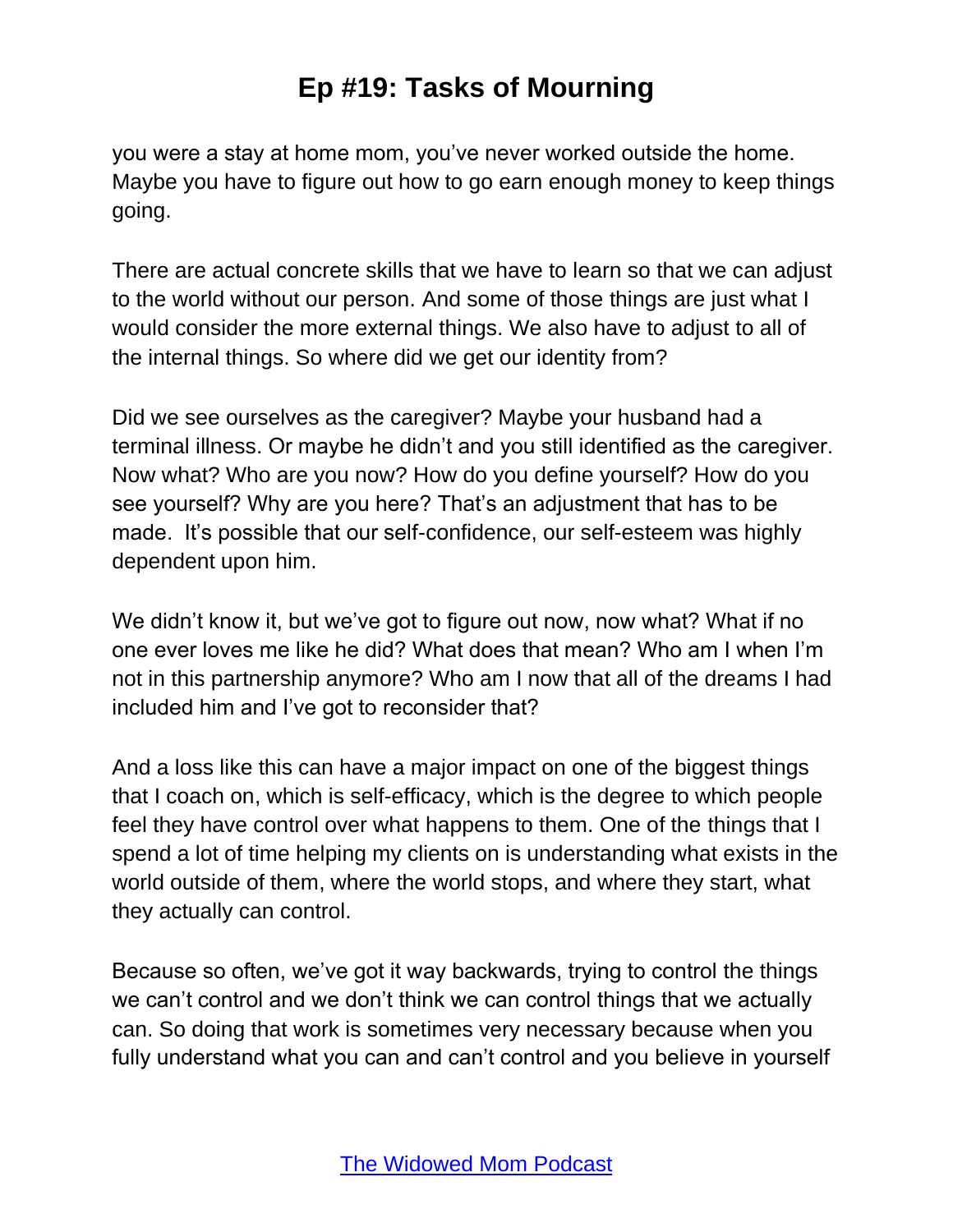you were a stay at home mom, you've never worked outside the home. Maybe you have to figure out how to go earn enough money to keep things going.

There are actual concrete skills that we have to learn so that we can adjust to the world without our person. And some of those things are just what I would consider the more external things. We also have to adjust to all of the internal things. So where did we get our identity from?

Did we see ourselves as the caregiver? Maybe your husband had a terminal illness. Or maybe he didn't and you still identified as the caregiver. Now what? Who are you now? How do you define yourself? How do you see yourself? Why are you here? That's an adjustment that has to be made. It's possible that our self-confidence, our self-esteem was highly dependent upon him.

We didn't know it, but we've got to figure out now, now what? What if no one ever loves me like he did? What does that mean? Who am I when I'm not in this partnership anymore? Who am I now that all of the dreams I had included him and I've got to reconsider that?

And a loss like this can have a major impact on one of the biggest things that I coach on, which is self-efficacy, which is the degree to which people feel they have control over what happens to them. One of the things that I spend a lot of time helping my clients on is understanding what exists in the world outside of them, where the world stops, and where they start, what they actually can control.

Because so often, we've got it way backwards, trying to control the things we can't control and we don't think we can control things that we actually can. So doing that work is sometimes very necessary because when you fully understand what you can and can't control and you believe in yourself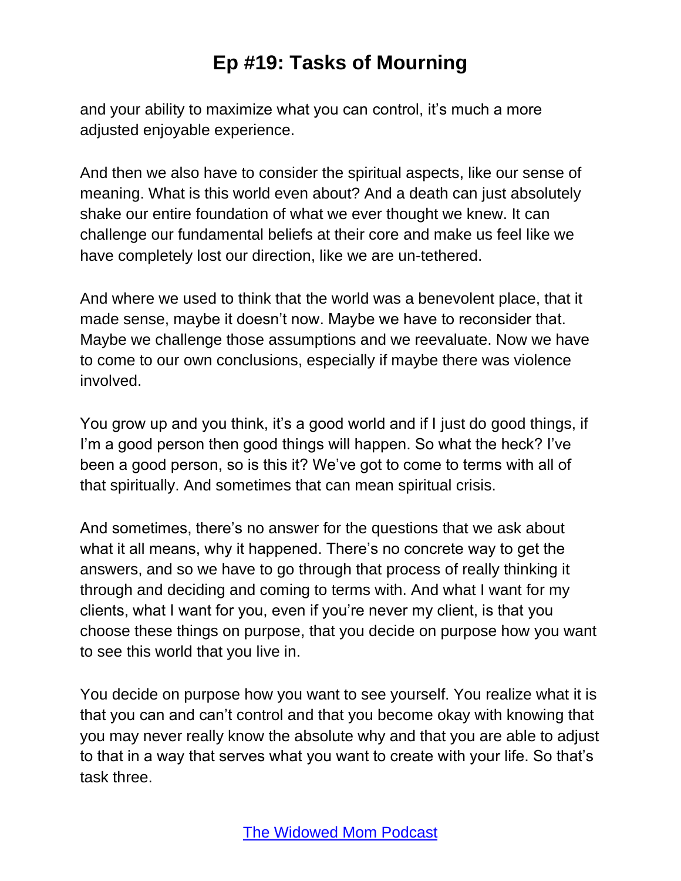and your ability to maximize what you can control, it's much a more adjusted enjoyable experience.

And then we also have to consider the spiritual aspects, like our sense of meaning. What is this world even about? And a death can just absolutely shake our entire foundation of what we ever thought we knew. It can challenge our fundamental beliefs at their core and make us feel like we have completely lost our direction, like we are un-tethered.

And where we used to think that the world was a benevolent place, that it made sense, maybe it doesn't now. Maybe we have to reconsider that. Maybe we challenge those assumptions and we reevaluate. Now we have to come to our own conclusions, especially if maybe there was violence involved.

You grow up and you think, it's a good world and if I just do good things, if I'm a good person then good things will happen. So what the heck? I've been a good person, so is this it? We've got to come to terms with all of that spiritually. And sometimes that can mean spiritual crisis.

And sometimes, there's no answer for the questions that we ask about what it all means, why it happened. There's no concrete way to get the answers, and so we have to go through that process of really thinking it through and deciding and coming to terms with. And what I want for my clients, what I want for you, even if you're never my client, is that you choose these things on purpose, that you decide on purpose how you want to see this world that you live in.

You decide on purpose how you want to see yourself. You realize what it is that you can and can't control and that you become okay with knowing that you may never really know the absolute why and that you are able to adjust to that in a way that serves what you want to create with your life. So that's task three.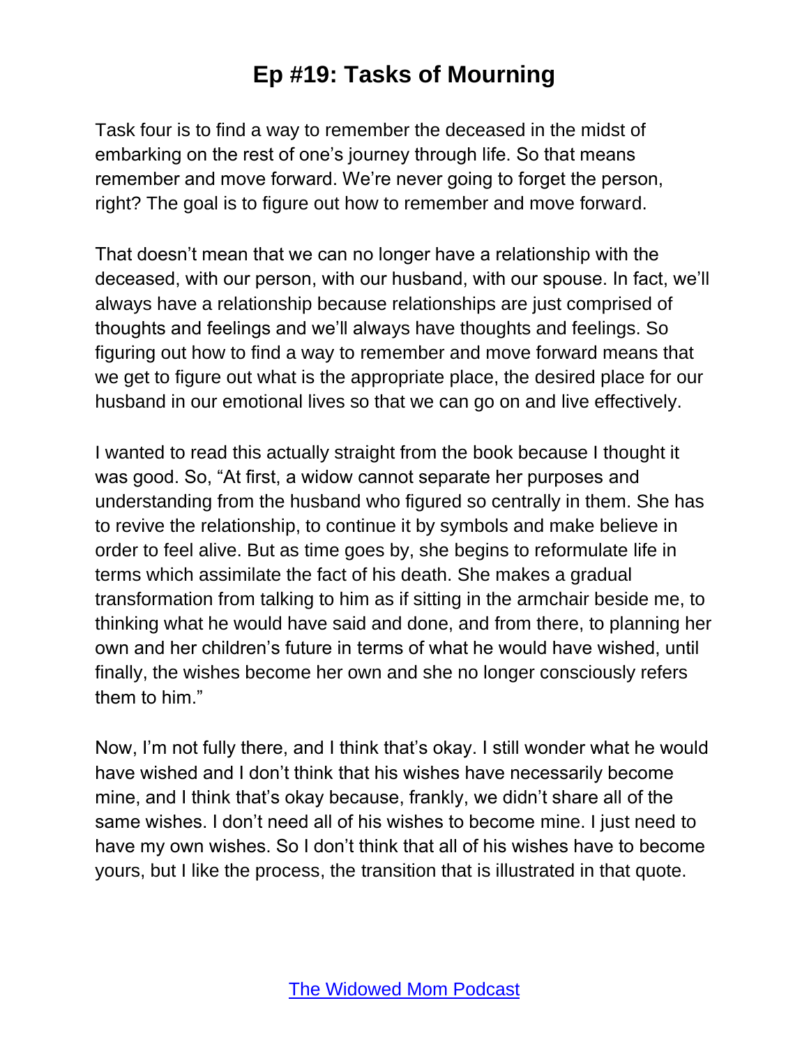Task four is to find a way to remember the deceased in the midst of embarking on the rest of one's journey through life. So that means remember and move forward. We're never going to forget the person, right? The goal is to figure out how to remember and move forward.

That doesn't mean that we can no longer have a relationship with the deceased, with our person, with our husband, with our spouse. In fact, we'll always have a relationship because relationships are just comprised of thoughts and feelings and we'll always have thoughts and feelings. So figuring out how to find a way to remember and move forward means that we get to figure out what is the appropriate place, the desired place for our husband in our emotional lives so that we can go on and live effectively.

I wanted to read this actually straight from the book because I thought it was good. So, "At first, a widow cannot separate her purposes and understanding from the husband who figured so centrally in them. She has to revive the relationship, to continue it by symbols and make believe in order to feel alive. But as time goes by, she begins to reformulate life in terms which assimilate the fact of his death. She makes a gradual transformation from talking to him as if sitting in the armchair beside me, to thinking what he would have said and done, and from there, to planning her own and her children's future in terms of what he would have wished, until finally, the wishes become her own and she no longer consciously refers them to him."

Now, I'm not fully there, and I think that's okay. I still wonder what he would have wished and I don't think that his wishes have necessarily become mine, and I think that's okay because, frankly, we didn't share all of the same wishes. I don't need all of his wishes to become mine. I just need to have my own wishes. So I don't think that all of his wishes have to become yours, but I like the process, the transition that is illustrated in that quote.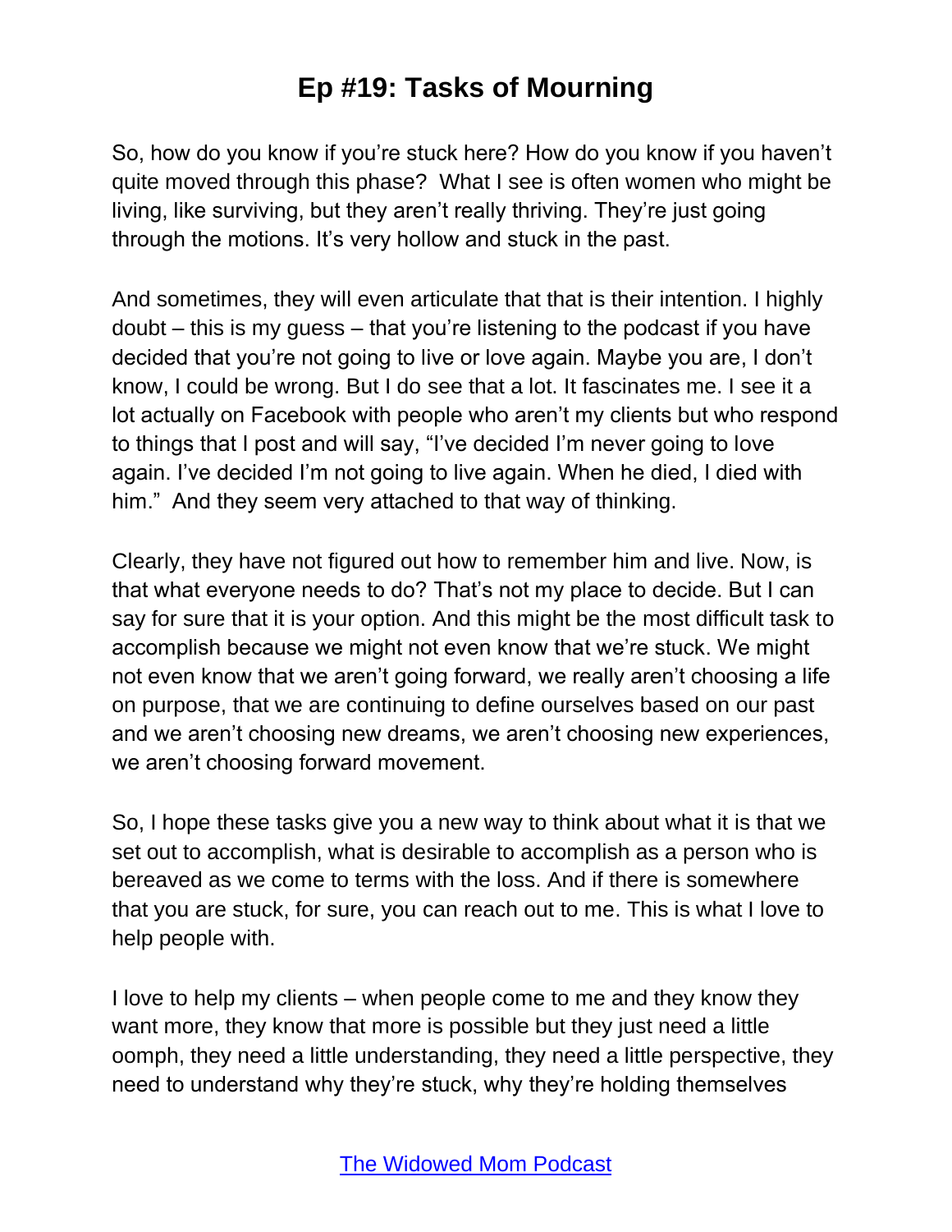So, how do you know if you're stuck here? How do you know if you haven't quite moved through this phase? What I see is often women who might be living, like surviving, but they aren't really thriving. They're just going through the motions. It's very hollow and stuck in the past.

And sometimes, they will even articulate that that is their intention. I highly doubt – this is my guess – that you're listening to the podcast if you have decided that you're not going to live or love again. Maybe you are, I don't know, I could be wrong. But I do see that a lot. It fascinates me. I see it a lot actually on Facebook with people who aren't my clients but who respond to things that I post and will say, "I've decided I'm never going to love again. I've decided I'm not going to live again. When he died, I died with him." And they seem very attached to that way of thinking.

Clearly, they have not figured out how to remember him and live. Now, is that what everyone needs to do? That's not my place to decide. But I can say for sure that it is your option. And this might be the most difficult task to accomplish because we might not even know that we're stuck. We might not even know that we aren't going forward, we really aren't choosing a life on purpose, that we are continuing to define ourselves based on our past and we aren't choosing new dreams, we aren't choosing new experiences, we aren't choosing forward movement.

So, I hope these tasks give you a new way to think about what it is that we set out to accomplish, what is desirable to accomplish as a person who is bereaved as we come to terms with the loss. And if there is somewhere that you are stuck, for sure, you can reach out to me. This is what I love to help people with.

I love to help my clients – when people come to me and they know they want more, they know that more is possible but they just need a little oomph, they need a little understanding, they need a little perspective, they need to understand why they're stuck, why they're holding themselves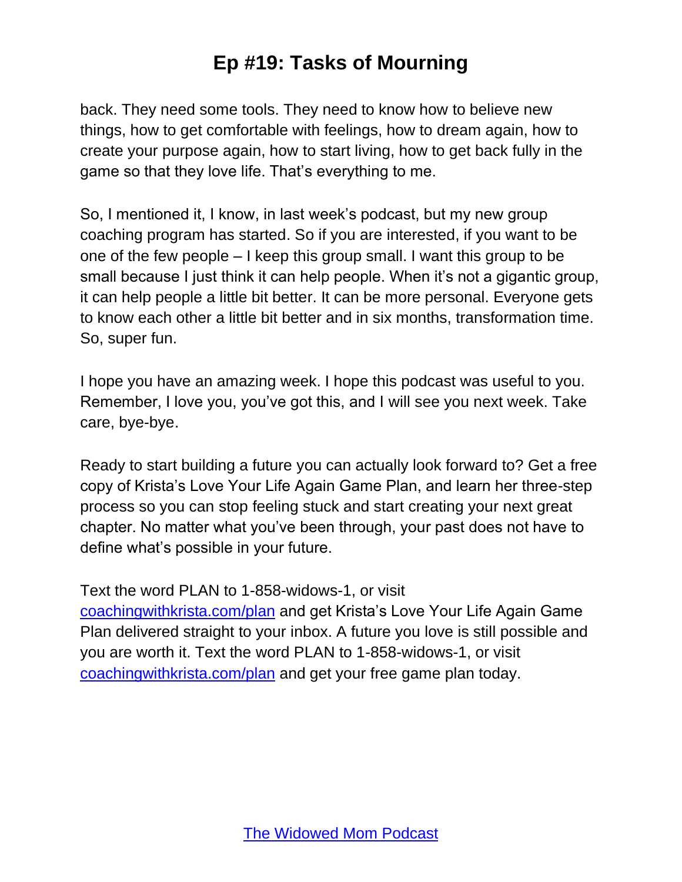back. They need some tools. They need to know how to believe new things, how to get comfortable with feelings, how to dream again, how to create your purpose again, how to start living, how to get back fully in the game so that they love life. That's everything to me.

So, I mentioned it, I know, in last week's podcast, but my new group coaching program has started. So if you are interested, if you want to be one of the few people – I keep this group small. I want this group to be small because I just think it can help people. When it's not a gigantic group, it can help people a little bit better. It can be more personal. Everyone gets to know each other a little bit better and in six months, transformation time. So, super fun.

I hope you have an amazing week. I hope this podcast was useful to you. Remember, I love you, you've got this, and I will see you next week. Take care, bye-bye.

Ready to start building a future you can actually look forward to? Get a free copy of Krista's Love Your Life Again Game Plan, and learn her three-step process so you can stop feeling stuck and start creating your next great chapter. No matter what you've been through, your past does not have to define what's possible in your future.

Text the word PLAN to 1-858-widows-1, or visit [coachingwithkrista.com/plan](coachingwithkrista.com/plan) and get Krista's Love Your Life Again Game Plan delivered straight to your inbox. A future you love is still possible and you are worth it. Text the word PLAN to 1-858-widows-1, or visit [coachingwithkrista.com/plan](coachingwithkrista.com/plan) and get your free game plan today.